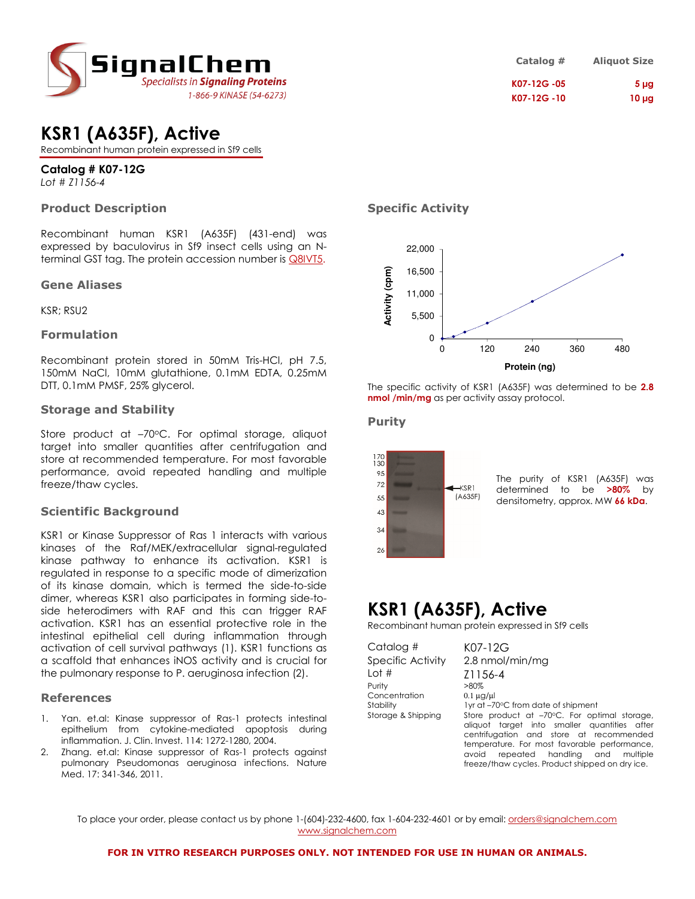SignalChem
*Specialists in Signaling Proteins*
1-866-9 KINASE (54-6273)

| Catalog # | Aliquot Size |
|---|---|
| K07-12G -05 | 5 µg |
| K07-12G -10 | 10 µg |

# KSR1 (A635F), Active

Recombinant human protein expressed in Sf9 cells

**Catalog # K07-12G**
*Lot # Z1156-4*

## Product Description

Recombinant human KSR1 (A635F) (431-end) was expressed by baculovirus in Sf9 insect cells using an N-terminal GST tag. The protein accession number is Q8IVT5.

## Gene Aliases

KSR; RSU2

## Formulation

Recombinant protein stored in 50mM Tris-HCl, pH 7.5, 150mM NaCl, 10mM glutathione, 0.1mM EDTA, 0.25mM DTT, 0.1mM PMSF, 25% glycerol.

## Storage and Stability

Store product at –70°C. For optimal storage, aliquot target into smaller quantities after centrifugation and store at recommended temperature. For most favorable performance, avoid repeated handling and multiple freeze/thaw cycles.

## Scientific Background

KSR1 or Kinase Suppressor of Ras 1 interacts with various kinases of the Raf/MEK/extracellular signal-regulated kinase pathway to enhance its activation. KSR1 is regulated in response to a specific mode of dimerization of its kinase domain, which is termed the side-to-side dimer, whereas KSR1 also participates in forming side-to-side heterodimers with RAF and this can trigger RAF activation. KSR1 has an essential protective role in the intestinal epithelial cell during inflammation through activation of cell survival pathways (1). KSR1 functions as a scaffold that enhances iNOS activity and is crucial for the pulmonary response to P. aeruginosa infection (2).

## References

1. Yan. et.al: Kinase suppressor of Ras-1 protects intestinal epithelium from cytokine-mediated apoptosis during inflammation. J. Clin. Invest. 114: 1272-1280, 2004.
2. Zhang. et.al: Kinase suppressor of Ras-1 protects against pulmonary Pseudomonas aeruginosa infections. Nature Med. 17: 341-346, 2011.

## Specific Activity

The specific activity of KSR1 (A635F) was determined to be **2.8 nmol /min/mg** as per activity assay protocol.

## Purity

The purity of KSR1 (A635F) was determined to be **>80%** by densitometry, approx. MW **66 kDa**.

# KSR1 (A635F), Active

Recombinant human protein expressed in Sf9 cells

| | |
|---|---|
| Catalog # | K07-12G |
| Specific Activity | 2.8 nmol/min/mg |
| Lot # | Z1156-4 |
| Purity | >80% |
| Concentration | 0.1 µg/µl |
| Stability | 1yr at –70°C from date of shipment |
| Storage & Shipping | Store product at –70°C. For optimal storage, aliquot target into smaller quantities after centrifugation and store at recommended temperature. For most favorable performance, avoid repeated handling and multiple freeze/thaw cycles. Product shipped on dry ice. |

To place your order, please contact us by phone 1-(604)-232-4600, fax 1-604-232-4601 or by email: orders@signalchem.com
www.signalchem.com

**FOR IN VITRO RESEARCH PURPOSES ONLY. NOT INTENDED FOR USE IN HUMAN OR ANIMALS.**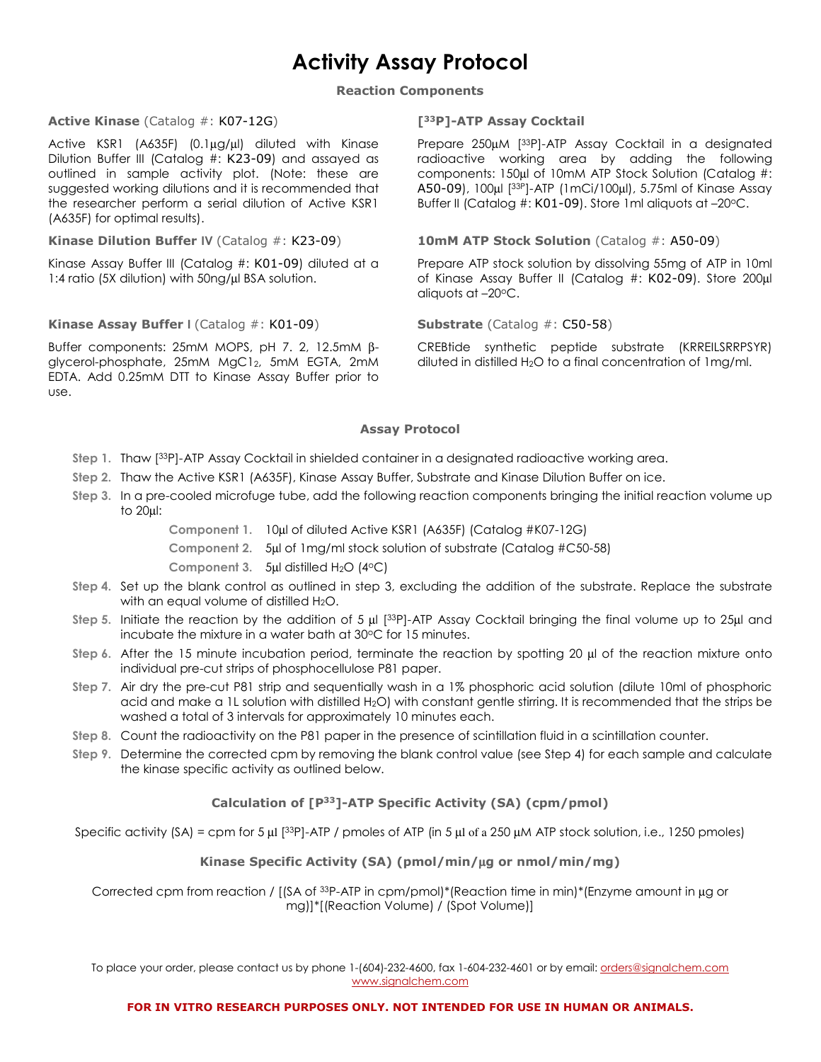# Activity Assay Protocol

**Reaction Components**

**Active Kinase** (Catalog #: K07-12G)

Active KSR1 (A635F) (0.1µg/µl) diluted with Kinase Dilution Buffer III (Catalog #: K23-09) and assayed as outlined in sample activity plot. (Note: these are suggested working dilutions and it is recommended that the researcher perform a serial dilution of Active KSR1 (A635F) for optimal results).

**Kinase Dilution Buffer IV** (Catalog #: K23-09)

Kinase Assay Buffer III (Catalog #: K01-09) diluted at a 1:4 ratio (5X dilution) with 50ng/µl BSA solution.

**Kinase Assay Buffer I** (Catalog #: K01-09)

Buffer components: 25mM MOPS, pH 7. 2, 12.5mM β-glycerol-phosphate, 25mM $MgC1_2$, 5mM EGTA, 2mM EDTA. Add 0.25mM DTT to Kinase Assay Buffer prior to use.

**[$^{33}$P]-ATP Assay Cocktail**

Prepare 250µM [$^{33}$P]-ATP Assay Cocktail in a designated radioactive working area by adding the following components: 150µl of 10mM ATP Stock Solution (Catalog #: A50-09), 100µl [$^{33}$P]-ATP (1mCi/100µl), 5.75ml of Kinase Assay Buffer II (Catalog #: K01-09). Store 1ml aliquots at –20°C.

**10mM ATP Stock Solution** (Catalog #: A50-09)

Prepare ATP stock solution by dissolving 55mg of ATP in 10ml of Kinase Assay Buffer II (Catalog #: K02-09). Store 200µl aliquots at –20°C.

**Substrate** (Catalog #: C50-58)

CREBtide synthetic peptide substrate (KRREILSRRPSYR) diluted in distilled $H_2O$ to a final concentration of 1mg/ml.

**Assay Protocol**

- **Step 1.** Thaw [$^{33}$P]-ATP Assay Cocktail in shielded container in a designated radioactive working area.
- **Step 2.** Thaw the Active KSR1 (A635F), Kinase Assay Buffer, Substrate and Kinase Dilution Buffer on ice.
- **Step 3.** In a pre-cooled microfuge tube, add the following reaction components bringing the initial reaction volume up to 20µl:
  - **Component 1.** 10µl of diluted Active KSR1 (A635F) (Catalog #K07-12G)
  - **Component 2.** 5µl of 1mg/ml stock solution of substrate (Catalog #C50-58)
  - **Component 3.** 5µl distilled $H_2O$ (4°C)
- **Step 4.** Set up the blank control as outlined in step 3, excluding the addition of the substrate. Replace the substrate with an equal volume of distilled $H_2O$.
- **Step 5.** Initiate the reaction by the addition of 5 µl [$^{33}$P]-ATP Assay Cocktail bringing the final volume up to 25µl and incubate the mixture in a water bath at 30°C for 15 minutes.
- **Step 6.** After the 15 minute incubation period, terminate the reaction by spotting 20 µl of the reaction mixture onto individual pre-cut strips of phosphocellulose P81 paper.
- **Step 7.** Air dry the pre-cut P81 strip and sequentially wash in a 1% phosphoric acid solution (dilute 10ml of phosphoric acid and make a 1L solution with distilled $H_2O$) with constant gentle stirring. It is recommended that the strips be washed a total of 3 intervals for approximately 10 minutes each.
- **Step 8.** Count the radioactivity on the P81 paper in the presence of scintillation fluid in a scintillation counter.
- **Step 9.** Determine the corrected cpm by removing the blank control value (see Step 4) for each sample and calculate the kinase specific activity as outlined below.

**Calculation of [P$^{33}$]-ATP Specific Activity (SA) (cpm/pmol)**

Specific activity (SA) = cpm for 5 µl [$^{33}$P]-ATP / pmoles of ATP (in 5 µl of a 250 µM ATP stock solution, i.e., 1250 pmoles)

**Kinase Specific Activity (SA) (pmol/min/µg or nmol/min/mg)**

Corrected cpm from reaction / [(SA of $^{33}$P-ATP in cpm/pmol)*(Reaction time in min)*(Enzyme amount in µg or mg)]*[(Reaction Volume) / (Spot Volume)]

To place your order, please contact us by phone 1-(604)-232-4600, fax 1-604-232-4601 or by email: orders@signalchem.com
www.signalchem.com

**FOR IN VITRO RESEARCH PURPOSES ONLY. NOT INTENDED FOR USE IN HUMAN OR ANIMALS.**